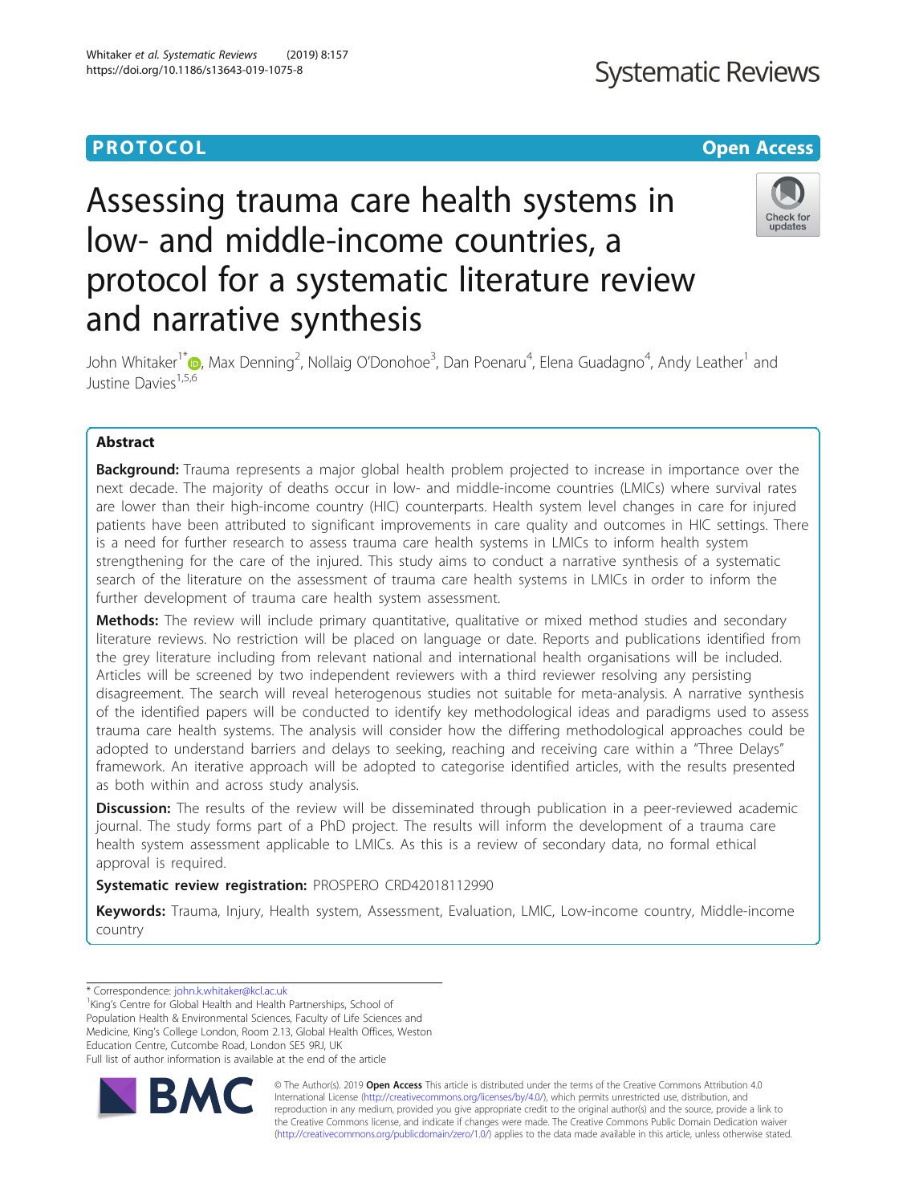PROTOCOL

Open Access

# Assessing trauma care health systems in low- and middle-income countries, a protocol for a systematic literature review and narrative synthesis

John Whitaker[1*], Max Denning[2], Nollaig O'Donohoe[3], Dan Poenaru[4], Elena Guadagno[4], Andy Leather[1] and Justine Davies[1,5,6]

## Abstract

**Background:** Trauma represents a major global health problem projected to increase in importance over the next decade. The majority of deaths occur in low- and middle-income countries (LMICs) where survival rates are lower than their high-income country (HIC) counterparts. Health system level changes in care for injured patients have been attributed to significant improvements in care quality and outcomes in HIC settings. There is a need for further research to assess trauma care health systems in LMICs to inform health system strengthening for the care of the injured. This study aims to conduct a narrative synthesis of a systematic search of the literature on the assessment of trauma care health systems in LMICs in order to inform the further development of trauma care health system assessment.

**Methods:** The review will include primary quantitative, qualitative or mixed method studies and secondary literature reviews. No restriction will be placed on language or date. Reports and publications identified from the grey literature including from relevant national and international health organisations will be included. Articles will be screened by two independent reviewers with a third reviewer resolving any persisting disagreement. The search will reveal heterogenous studies not suitable for meta-analysis. A narrative synthesis of the identified papers will be conducted to identify key methodological ideas and paradigms used to assess trauma care health systems. The analysis will consider how the differing methodological approaches could be adopted to understand barriers and delays to seeking, reaching and receiving care within a "Three Delays" framework. An iterative approach will be adopted to categorise identified articles, with the results presented as both within and across study analysis.

**Discussion:** The results of the review will be disseminated through publication in a peer-reviewed academic journal. The study forms part of a PhD project. The results will inform the development of a trauma care health system assessment applicable to LMICs. As this is a review of secondary data, no formal ethical approval is required.

**Systematic review registration:** PROSPERO CRD42018112990

**Keywords:** Trauma, Injury, Health system, Assessment, Evaluation, LMIC, Low-income country, Middle-income country

* Correspondence: john.k.whitaker@kcl.ac.uk

[1]King's Centre for Global Health and Health Partnerships, School of Population Health & Environmental Sciences, Faculty of Life Sciences and Medicine, King's College London, Room 2.13, Global Health Offices, Weston Education Centre, Cutcombe Road, London SE5 9RJ, UK

Full list of author information is available at the end of the article

© The Author(s). 2019 **Open Access** This article is distributed under the terms of the Creative Commons Attribution 4.0 International License (http://creativecommons.org/licenses/by/4.0/), which permits unrestricted use, distribution, and reproduction in any medium, provided you give appropriate credit to the original author(s) and the source, provide a link to the Creative Commons license, and indicate if changes were made. The Creative Commons Public Domain Dedication waiver (http://creativecommons.org/publicdomain/zero/1.0/) applies to the data made available in this article, unless otherwise stated.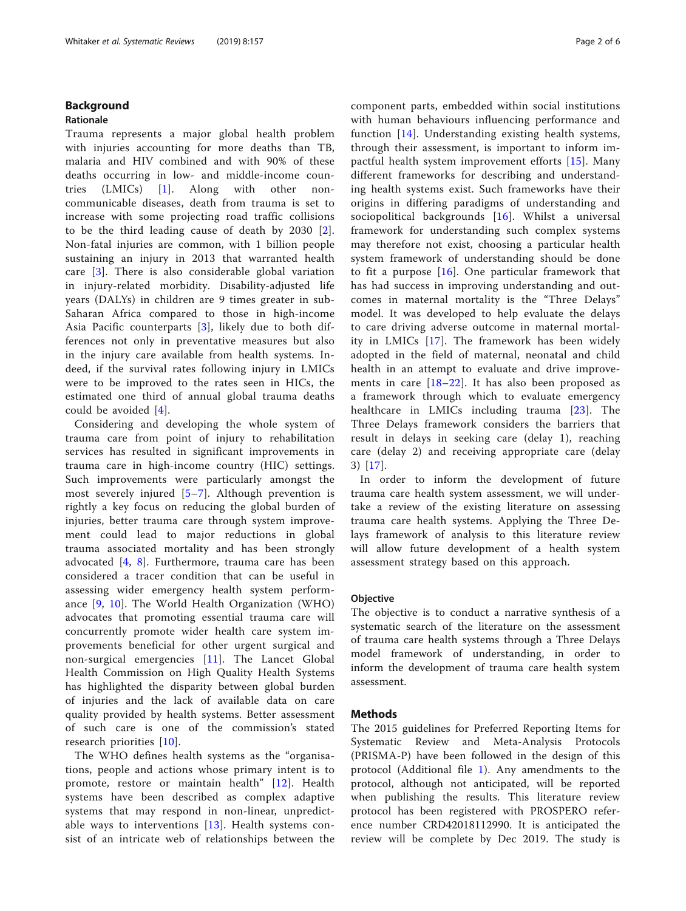## Background

### Rationale

Trauma represents a major global health problem with injuries accounting for more deaths than TB, malaria and HIV combined and with 90% of these deaths occurring in low- and middle-income countries (LMICs) [1]. Along with other non-communicable diseases, death from trauma is set to increase with some projecting road traffic collisions to be the third leading cause of death by 2030 [2]. Non-fatal injuries are common, with 1 billion people sustaining an injury in 2013 that warranted health care [3]. There is also considerable global variation in injury-related morbidity. Disability-adjusted life years (DALYs) in children are 9 times greater in sub-Saharan Africa compared to those in high-income Asia Pacific counterparts [3], likely due to both differences not only in preventative measures but also in the injury care available from health systems. Indeed, if the survival rates following injury in LMICs were to be improved to the rates seen in HICs, the estimated one third of annual global trauma deaths could be avoided [4].

Considering and developing the whole system of trauma care from point of injury to rehabilitation services has resulted in significant improvements in trauma care in high-income country (HIC) settings. Such improvements were particularly amongst the most severely injured [5–7]. Although prevention is rightly a key focus on reducing the global burden of injuries, better trauma care through system improvement could lead to major reductions in global trauma associated mortality and has been strongly advocated [4, 8]. Furthermore, trauma care has been considered a tracer condition that can be useful in assessing wider emergency health system performance [9, 10]. The World Health Organization (WHO) advocates that promoting essential trauma care will concurrently promote wider health care system improvements beneficial for other urgent surgical and non-surgical emergencies [11]. The Lancet Global Health Commission on High Quality Health Systems has highlighted the disparity between global burden of injuries and the lack of available data on care quality provided by health systems. Better assessment of such care is one of the commission's stated research priorities [10].

The WHO defines health systems as the "organisations, people and actions whose primary intent is to promote, restore or maintain health" [12]. Health systems have been described as complex adaptive systems that may respond in non-linear, unpredictable ways to interventions [13]. Health systems consist of an intricate web of relationships between the component parts, embedded within social institutions with human behaviours influencing performance and function [14]. Understanding existing health systems, through their assessment, is important to inform impactful health system improvement efforts [15]. Many different frameworks for describing and understanding health systems exist. Such frameworks have their origins in differing paradigms of understanding and sociopolitical backgrounds [16]. Whilst a universal framework for understanding such complex systems may therefore not exist, choosing a particular health system framework of understanding should be done to fit a purpose [16]. One particular framework that has had success in improving understanding and outcomes in maternal mortality is the "Three Delays" model. It was developed to help evaluate the delays to care driving adverse outcome in maternal mortality in LMICs [17]. The framework has been widely adopted in the field of maternal, neonatal and child health in an attempt to evaluate and drive improvements in care [18–22]. It has also been proposed as a framework through which to evaluate emergency healthcare in LMICs including trauma [23]. The Three Delays framework considers the barriers that result in delays in seeking care (delay 1), reaching care (delay 2) and receiving appropriate care (delay 3) [17].

In order to inform the development of future trauma care health system assessment, we will undertake a review of the existing literature on assessing trauma care health systems. Applying the Three Delays framework of analysis to this literature review will allow future development of a health system assessment strategy based on this approach.

### Objective

The objective is to conduct a narrative synthesis of a systematic search of the literature on the assessment of trauma care health systems through a Three Delays model framework of understanding, in order to inform the development of trauma care health system assessment.

## Methods

The 2015 guidelines for Preferred Reporting Items for Systematic Review and Meta-Analysis Protocols (PRISMA-P) have been followed in the design of this protocol (Additional file 1). Any amendments to the protocol, although not anticipated, will be reported when publishing the results. This literature review protocol has been registered with PROSPERO reference number CRD42018112990. It is anticipated the review will be complete by Dec 2019. The study is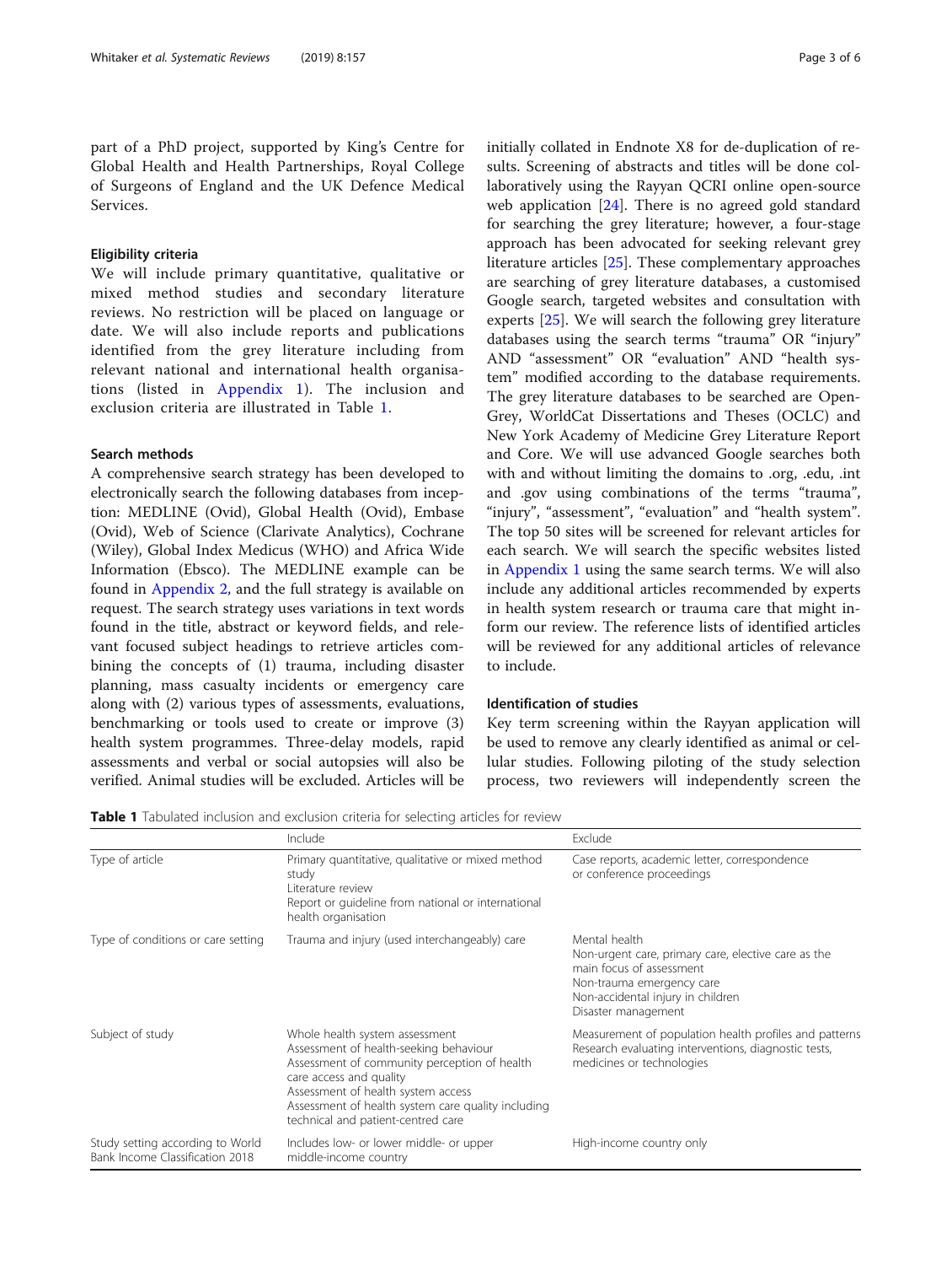part of a PhD project, supported by King's Centre for Global Health and Health Partnerships, Royal College of Surgeons of England and the UK Defence Medical Services.

### Eligibility criteria

We will include primary quantitative, qualitative or mixed method studies and secondary literature reviews. No restriction will be placed on language or date. We will also include reports and publications identified from the grey literature including from relevant national and international health organisations (listed in Appendix 1). The inclusion and exclusion criteria are illustrated in Table 1.

### Search methods

A comprehensive search strategy has been developed to electronically search the following databases from inception: MEDLINE (Ovid), Global Health (Ovid), Embase (Ovid), Web of Science (Clarivate Analytics), Cochrane (Wiley), Global Index Medicus (WHO) and Africa Wide Information (Ebsco). The MEDLINE example can be found in Appendix 2, and the full strategy is available on request. The search strategy uses variations in text words found in the title, abstract or keyword fields, and relevant focused subject headings to retrieve articles combining the concepts of (1) trauma, including disaster planning, mass casualty incidents or emergency care along with (2) various types of assessments, evaluations, benchmarking or tools used to create or improve (3) health system programmes. Three-delay models, rapid assessments and verbal or social autopsies will also be verified. Animal studies will be excluded. Articles will be initially collated in Endnote X8 for de-duplication of results. Screening of abstracts and titles will be done collaboratively using the Rayyan QCRI online open-source web application [24]. There is no agreed gold standard for searching the grey literature; however, a four-stage approach has been advocated for seeking relevant grey literature articles [25]. These complementary approaches are searching of grey literature databases, a customised Google search, targeted websites and consultation with experts [25]. We will search the following grey literature databases using the search terms "trauma" OR "injury" AND "assessment" OR "evaluation" AND "health system" modified according to the database requirements. The grey literature databases to be searched are OpenGrey, WorldCat Dissertations and Theses (OCLC) and New York Academy of Medicine Grey Literature Report and Core. We will use advanced Google searches both with and without limiting the domains to .org, .edu, .int and .gov using combinations of the terms "trauma", "injury", "assessment", "evaluation" and "health system". The top 50 sites will be screened for relevant articles for each search. We will search the specific websites listed in Appendix 1 using the same search terms. We will also include any additional articles recommended by experts in health system research or trauma care that might inform our review. The reference lists of identified articles will be reviewed for any additional articles of relevance to include.

### Identification of studies

Key term screening within the Rayyan application will be used to remove any clearly identified as animal or cellular studies. Following piloting of the study selection process, two reviewers will independently screen the

**Table 1** Tabulated inclusion and exclusion criteria for selecting articles for review

| | Include | Exclude |
|---|---|---|
| Type of article | Primary quantitative, qualitative or mixed method study<br>Literature review<br>Report or guideline from national or international health organisation | Case reports, academic letter, correspondence or conference proceedings |
| Type of conditions or care setting | Trauma and injury (used interchangeably) care | Mental health<br>Non-urgent care, primary care, elective care as the main focus of assessment<br>Non-trauma emergency care<br>Non-accidental injury in children<br>Disaster management |
| Subject of study | Whole health system assessment<br>Assessment of health-seeking behaviour<br>Assessment of community perception of health care access and quality<br>Assessment of health system access<br>Assessment of health system care quality including technical and patient-centred care | Measurement of population health profiles and patterns<br>Research evaluating interventions, diagnostic tests, medicines or technologies |
| Study setting according to World Bank Income Classification 2018 | Includes low- or lower middle- or upper middle-income country | High-income country only |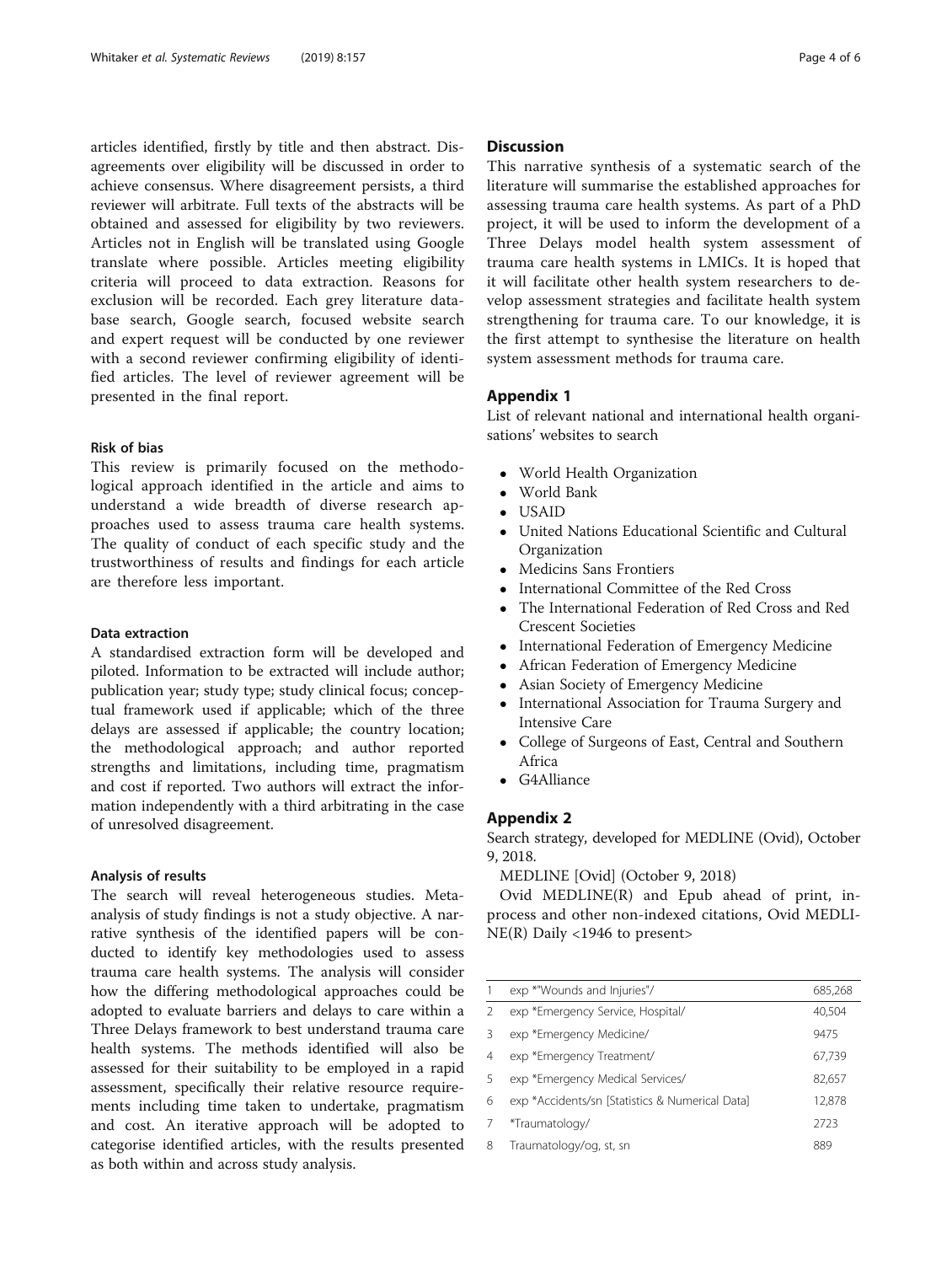articles identified, firstly by title and then abstract. Disagreements over eligibility will be discussed in order to achieve consensus. Where disagreement persists, a third reviewer will arbitrate. Full texts of the abstracts will be obtained and assessed for eligibility by two reviewers. Articles not in English will be translated using Google translate where possible. Articles meeting eligibility criteria will proceed to data extraction. Reasons for exclusion will be recorded. Each grey literature database search, Google search, focused website search and expert request will be conducted by one reviewer with a second reviewer confirming eligibility of identified articles. The level of reviewer agreement will be presented in the final report.

### Risk of bias

This review is primarily focused on the methodological approach identified in the article and aims to understand a wide breadth of diverse research approaches used to assess trauma care health systems. The quality of conduct of each specific study and the trustworthiness of results and findings for each article are therefore less important.

### Data extraction

A standardised extraction form will be developed and piloted. Information to be extracted will include author; publication year; study type; study clinical focus; conceptual framework used if applicable; which of the three delays are assessed if applicable; the country location; the methodological approach; and author reported strengths and limitations, including time, pragmatism and cost if reported. Two authors will extract the information independently with a third arbitrating in the case of unresolved disagreement.

### Analysis of results

The search will reveal heterogeneous studies. Meta-analysis of study findings is not a study objective. A narrative synthesis of the identified papers will be conducted to identify key methodologies used to assess trauma care health systems. The analysis will consider how the differing methodological approaches could be adopted to evaluate barriers and delays to care within a Three Delays framework to best understand trauma care health systems. The methods identified will also be assessed for their suitability to be employed in a rapid assessment, specifically their relative resource requirements including time taken to undertake, pragmatism and cost. An iterative approach will be adopted to categorise identified articles, with the results presented as both within and across study analysis.

## Discussion

This narrative synthesis of a systematic search of the literature will summarise the established approaches for assessing trauma care health systems. As part of a PhD project, it will be used to inform the development of a Three Delays model health system assessment of trauma care health systems in LMICs. It is hoped that it will facilitate other health system researchers to develop assessment strategies and facilitate health system strengthening for trauma care. To our knowledge, it is the first attempt to synthesise the literature on health system assessment methods for trauma care.

## Appendix 1

List of relevant national and international health organisations' websites to search

- World Health Organization
- World Bank
- USAID
- United Nations Educational Scientific and Cultural Organization
- Medicins Sans Frontiers
- International Committee of the Red Cross
- The International Federation of Red Cross and Red Crescent Societies
- International Federation of Emergency Medicine
- African Federation of Emergency Medicine
- Asian Society of Emergency Medicine
- International Association for Trauma Surgery and Intensive Care
- College of Surgeons of East, Central and Southern Africa
- G4Alliance

## Appendix 2

Search strategy, developed for MEDLINE (Ovid), October 9, 2018.

MEDLINE [Ovid] (October 9, 2018)

Ovid MEDLINE(R) and Epub ahead of print, in-process and other non-indexed citations, Ovid MEDLINE(R) Daily <1946 to present>

| | | |
|---|---|---|
| 1 | exp *"Wounds and Injuries"/ | 685,268 |
| 2 | exp *Emergency Service, Hospital/ | 40,504 |
| 3 | exp *Emergency Medicine/ | 9475 |
| 4 | exp *Emergency Treatment/ | 67,739 |
| 5 | exp *Emergency Medical Services/ | 82,657 |
| 6 | exp *Accidents/sn [Statistics & Numerical Data] | 12,878 |
| 7 | *Traumatology/ | 2723 |
| 8 | Traumatology/og, st, sn | 889 |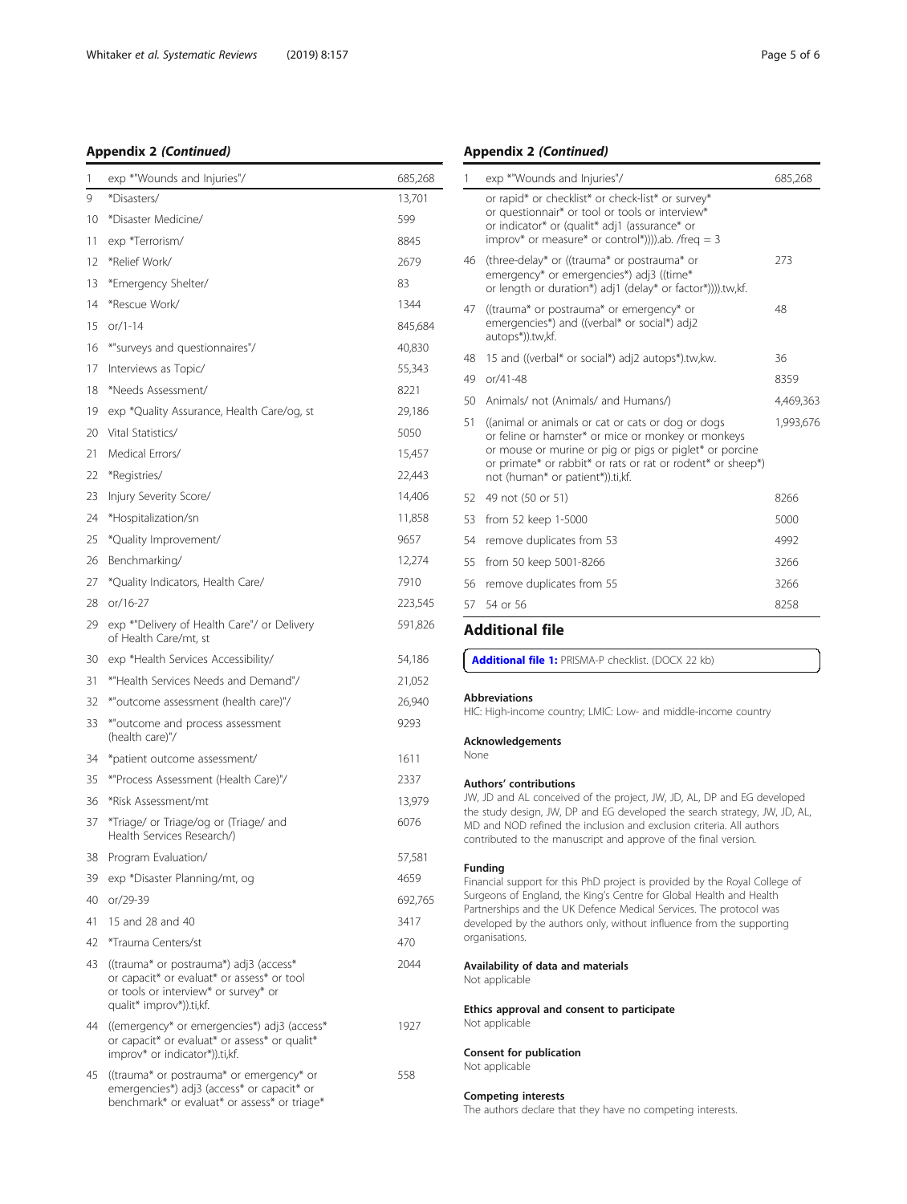## Appendix 2 *(Continued)*

| 1 | exp *"Wounds and Injuries"/ | 685,268 |
|---|---|---|
| 9 | *Disasters/ | 13,701 |
| 10 | *Disaster Medicine/ | 599 |
| 11 | exp *Terrorism/ | 8845 |
| 12 | *Relief Work/ | 2679 |
| 13 | *Emergency Shelter/ | 83 |
| 14 | *Rescue Work/ | 1344 |
| 15 | or/1-14 | 845,684 |
| 16 | *"surveys and questionnaires"/ | 40,830 |
| 17 | Interviews as Topic/ | 55,343 |
| 18 | *Needs Assessment/ | 8221 |
| 19 | exp *Quality Assurance, Health Care/og, st | 29,186 |
| 20 | Vital Statistics/ | 5050 |
| 21 | Medical Errors/ | 15,457 |
| 22 | *Registries/ | 22,443 |
| 23 | Injury Severity Score/ | 14,406 |
| 24 | *Hospitalization/sn | 11,858 |
| 25 | *Quality Improvement/ | 9657 |
| 26 | Benchmarking/ | 12,274 |
| 27 | *Quality Indicators, Health Care/ | 7910 |
| 28 | or/16-27 | 223,545 |
| 29 | exp *"Delivery of Health Care"/ or Delivery of Health Care/mt, st | 591,826 |
| 30 | exp *Health Services Accessibility/ | 54,186 |
| 31 | *"Health Services Needs and Demand"/ | 21,052 |
| 32 | *"outcome assessment (health care)"/ | 26,940 |
| 33 | *"outcome and process assessment (health care)"/ | 9293 |
| 34 | *patient outcome assessment/ | 1611 |
| 35 | *"Process Assessment (Health Care)"/ | 2337 |
| 36 | *Risk Assessment/mt | 13,979 |
| 37 | *Triage/ or Triage/og or (Triage/ and Health Services Research/) | 6076 |
| 38 | Program Evaluation/ | 57,581 |
| 39 | exp *Disaster Planning/mt, og | 4659 |
| 40 | or/29-39 | 692,765 |
| 41 | 15 and 28 and 40 | 3417 |
| 42 | *Trauma Centers/st | 470 |
| 43 | ((trauma* or postrauma*) adj3 (access* or capacit* or evaluat* or assess* or tool or tools or interview* or survey* or qualit* improv*)).ti,kf. | 2044 |
| 44 | ((emergency* or emergencies*) adj3 (access* or capacit* or evaluat* or assess* or qualit* improv* or indicator*)).ti,kf. | 1927 |
| 45 | ((trauma* or postrauma* or emergency* or emergencies*) adj3 (access* or capacit* or benchmark* or evaluat* or assess* or triage* or rapid* or checklist* or check-list* or survey* or questionnair* or tool or tools or interview* or indicator* or (qualit* adj1 (assurance* or improv* or measure* or control*))))).ab. /freq = 3 | 558 |
| 46 | (three-delay* or ((trauma* or postrauma* or emergency* or emergencies*) adj3 ((time* or length or duration*) adj1 (delay* or factor*)))).tw,kf. | 273 |
| 47 | ((trauma* or postrauma* or emergency* or emergencies*) and ((verbal* or social*) adj2 autops*)).tw,kf. | 48 |
| 48 | 15 and ((verbal* or social*) adj2 autops*).tw,kw. | 36 |
| 49 | or/41-48 | 8359 |
| 50 | Animals/ not (Animals/ and Humans/) | 4,469,363 |
| 51 | ((animal or animals or cat or cats or dog or dogs or feline or hamster* or mice or monkey or monkeys or mouse or murine or pig or pigs or piglet* or porcine or primate* or rabbit* or rats or rat or rodent* or sheep*) not (human* or patient*)).ti,kf. | 1,993,676 |
| 52 | 49 not (50 or 51) | 8266 |
| 53 | from 52 keep 1-5000 | 5000 |
| 54 | remove duplicates from 53 | 4992 |
| 55 | from 50 keep 5001-8266 | 3266 |
| 56 | remove duplicates from 55 | 3266 |
| 57 | 54 or 56 | 8258 |

## Additional file

**Additional file 1:** PRISMA-P checklist. (DOCX 22 kb)

### Abbreviations
HIC: High-income country; LMIC: Low- and middle-income country

### Acknowledgements
None

### Authors' contributions
JW, JD and AL conceived of the project, JW, JD, AL, DP and EG developed the study design, JW, DP and EG developed the search strategy, JW, JD, AL, MD and NOD refined the inclusion and exclusion criteria. All authors contributed to the manuscript and approve of the final version.

### Funding
Financial support for this PhD project is provided by the Royal College of Surgeons of England, the King's Centre for Global Health and Health Partnerships and the UK Defence Medical Services. The protocol was developed by the authors only, without influence from the supporting organisations.

### Availability of data and materials
Not applicable

### Ethics approval and consent to participate
Not applicable

### Consent for publication
Not applicable

### Competing interests
The authors declare that they have no competing interests.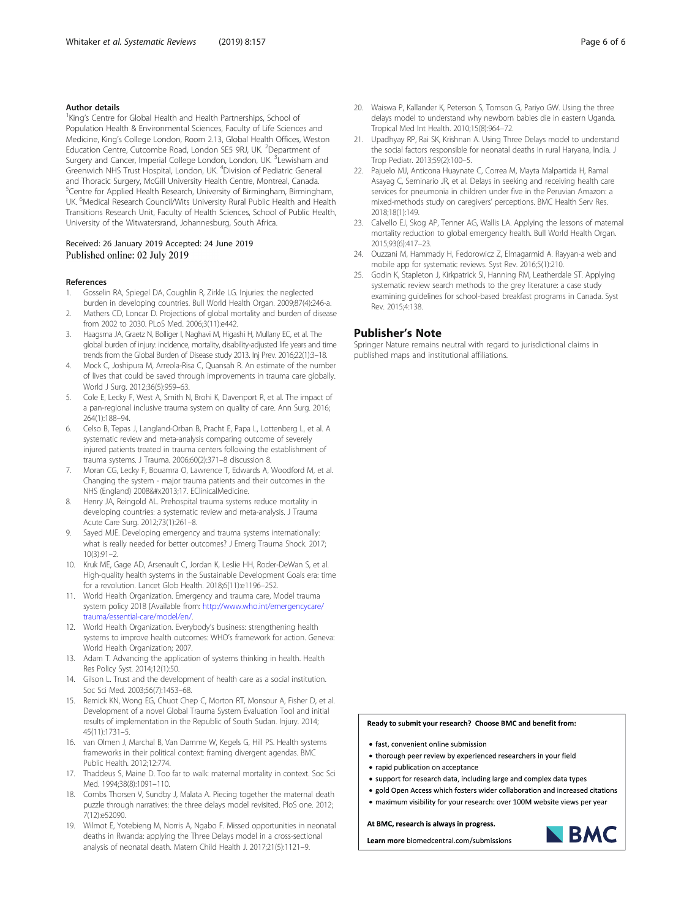### Author details

[1]King's Centre for Global Health and Health Partnerships, School of Population Health & Environmental Sciences, Faculty of Life Sciences and Medicine, King's College London, Room 2.13, Global Health Offices, Weston Education Centre, Cutcombe Road, London SE5 9RJ, UK. [2]Department of Surgery and Cancer, Imperial College London, London, UK. [3]Lewisham and Greenwich NHS Trust Hospital, London, UK. [4]Division of Pediatric General and Thoracic Surgery, McGill University Health Centre, Montreal, Canada. [5]Centre for Applied Health Research, University of Birmingham, Birmingham, UK. [6]Medical Research Council/Wits University Rural Public Health and Health Transitions Research Unit, Faculty of Health Sciences, School of Public Health, University of the Witwatersrand, Johannesburg, South Africa.

Received: 26 January 2019 Accepted: 24 June 2019
Published online: 02 July 2019

### References

1. Gosselin RA, Spiegel DA, Coughlin R, Zirkle LG. Injuries: the neglected burden in developing countries. Bull World Health Organ. 2009;87(4):246-a.
2. Mathers CD, Loncar D. Projections of global mortality and burden of disease from 2002 to 2030. PLoS Med. 2006;3(11):e442.
3. Haagsma JA, Graetz N, Bolliger I, Naghavi M, Higashi H, Mullany EC, et al. The global burden of injury: incidence, mortality, disability-adjusted life years and time trends from the Global Burden of Disease study 2013. Inj Prev. 2016;22(1):3–18.
4. Mock C, Joshipura M, Arreola-Risa C, Quansah R. An estimate of the number of lives that could be saved through improvements in trauma care globally. World J Surg. 2012;36(5):959–63.
5. Cole E, Lecky F, West A, Smith N, Brohi K, Davenport R, et al. The impact of a pan-regional inclusive trauma system on quality of care. Ann Surg. 2016; 264(1):188–94.
6. Celso B, Tepas J, Langland-Orban B, Pracht E, Papa L, Lottenberg L, et al. A systematic review and meta-analysis comparing outcome of severely injured patients treated in trauma centers following the establishment of trauma systems. J Trauma. 2006;60(2):371–8 discussion 8.
7. Moran CG, Lecky F, Bouamra O, Lawrence T, Edwards A, Woodford M, et al. Changing the system - major trauma patients and their outcomes in the NHS (England) 2008&#x2013;17. EClinicalMedicine.
8. Henry JA, Reingold AL. Prehospital trauma systems reduce mortality in developing countries: a systematic review and meta-analysis. J Trauma Acute Care Surg. 2012;73(1):261–8.
9. Sayed MJE. Developing emergency and trauma systems internationally: what is really needed for better outcomes? J Emerg Trauma Shock. 2017; 10(3):91–2.
10. Kruk ME, Gage AD, Arsenault C, Jordan K, Leslie HH, Roder-DeWan S, et al. High-quality health systems in the Sustainable Development Goals era: time for a revolution. Lancet Glob Health. 2018;6(11):e1196–252.
11. World Health Organization. Emergency and trauma care, Model trauma system policy 2018 [Available from: http://www.who.int/emergencycare/trauma/essential-care/model/en/.
12. World Health Organization. Everybody's business: strengthening health systems to improve health outcomes: WHO's framework for action. Geneva: World Health Organization; 2007.
13. Adam T. Advancing the application of systems thinking in health. Health Res Policy Syst. 2014;12(1):50.
14. Gilson L. Trust and the development of health care as a social institution. Soc Sci Med. 2003;56(7):1453–68.
15. Remick KN, Wong EG, Chuot Chep C, Morton RT, Monsour A, Fisher D, et al. Development of a novel Global Trauma System Evaluation Tool and initial results of implementation in the Republic of South Sudan. Injury. 2014; 45(11):1731–5.
16. van Olmen J, Marchal B, Van Damme W, Kegels G, Hill PS. Health systems frameworks in their political context: framing divergent agendas. BMC Public Health. 2012;12:774.
17. Thaddeus S, Maine D. Too far to walk: maternal mortality in context. Soc Sci Med. 1994;38(8):1091–110.
18. Combs Thorsen V, Sundby J, Malata A. Piecing together the maternal death puzzle through narratives: the three delays model revisited. PloS one. 2012; 7(12):e52090.
19. Wilmot E, Yotebieng M, Norris A, Ngabo F. Missed opportunities in neonatal deaths in Rwanda: applying the Three Delays model in a cross-sectional analysis of neonatal death. Matern Child Health J. 2017;21(5):1121–9.
20. Waiswa P, Kallander K, Peterson S, Tomson G, Pariyo GW. Using the three delays model to understand why newborn babies die in eastern Uganda. Tropical Med Int Health. 2010;15(8):964–72.
21. Upadhyay RP, Rai SK, Krishnan A. Using Three Delays model to understand the social factors responsible for neonatal deaths in rural Haryana, India. J Trop Pediatr. 2013;59(2):100–5.
22. Pajuelo MJ, Anticona Huaynate C, Correa M, Mayta Malpartida H, Ramal Asayag C, Seminario JR, et al. Delays in seeking and receiving health care services for pneumonia in children under five in the Peruvian Amazon: a mixed-methods study on caregivers' perceptions. BMC Health Serv Res. 2018;18(1):149.
23. Calvello EJ, Skog AP, Tenner AG, Wallis LA. Applying the lessons of maternal mortality reduction to global emergency health. Bull World Health Organ. 2015;93(6):417–23.
24. Ouzzani M, Hammady H, Fedorowicz Z, Elmagarmid A. Rayyan-a web and mobile app for systematic reviews. Syst Rev. 2016;5(1):210.
25. Godin K, Stapleton J, Kirkpatrick SI, Hanning RM, Leatherdale ST. Applying systematic review search methods to the grey literature: a case study examining guidelines for school-based breakfast programs in Canada. Syst Rev. 2015;4:138.

## Publisher's Note

Springer Nature remains neutral with regard to jurisdictional claims in published maps and institutional affiliations.

**Ready to submit your research? Choose BMC and benefit from:**

- fast, convenient online submission
- thorough peer review by experienced researchers in your field
- rapid publication on acceptance
- support for research data, including large and complex data types
- gold Open Access which fosters wider collaboration and increased citations
- maximum visibility for your research: over 100M website views per year

**At BMC, research is always in progress.**

**Learn more** biomedcentral.com/submissions

BMC